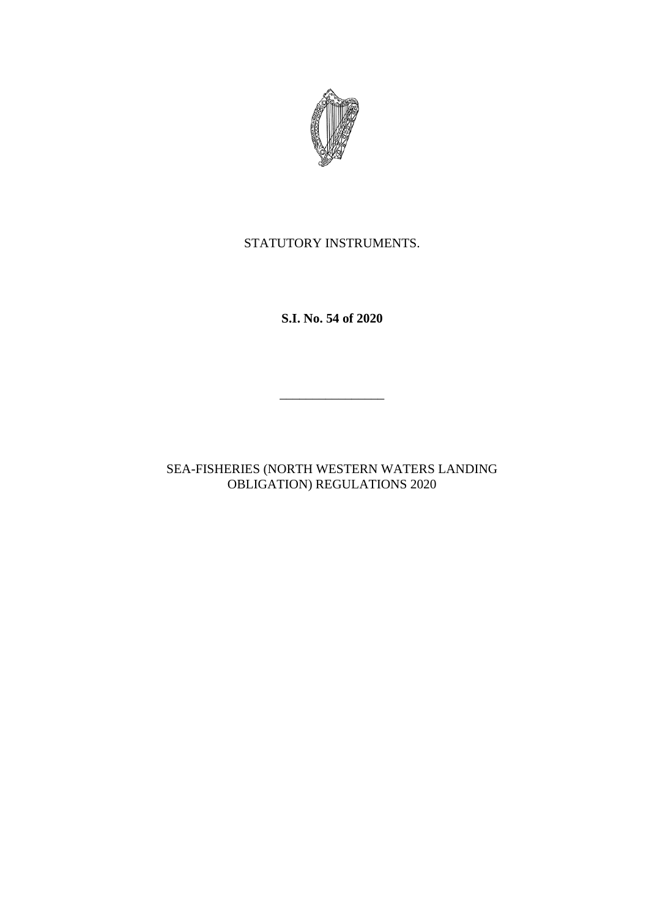STATUTORY INSTRUMENTS.

**S.I. No. 54 of 2020**

---

SEA-FISHERIES (NORTH WESTERN WATERS LANDING OBLIGATION) REGULATIONS 2020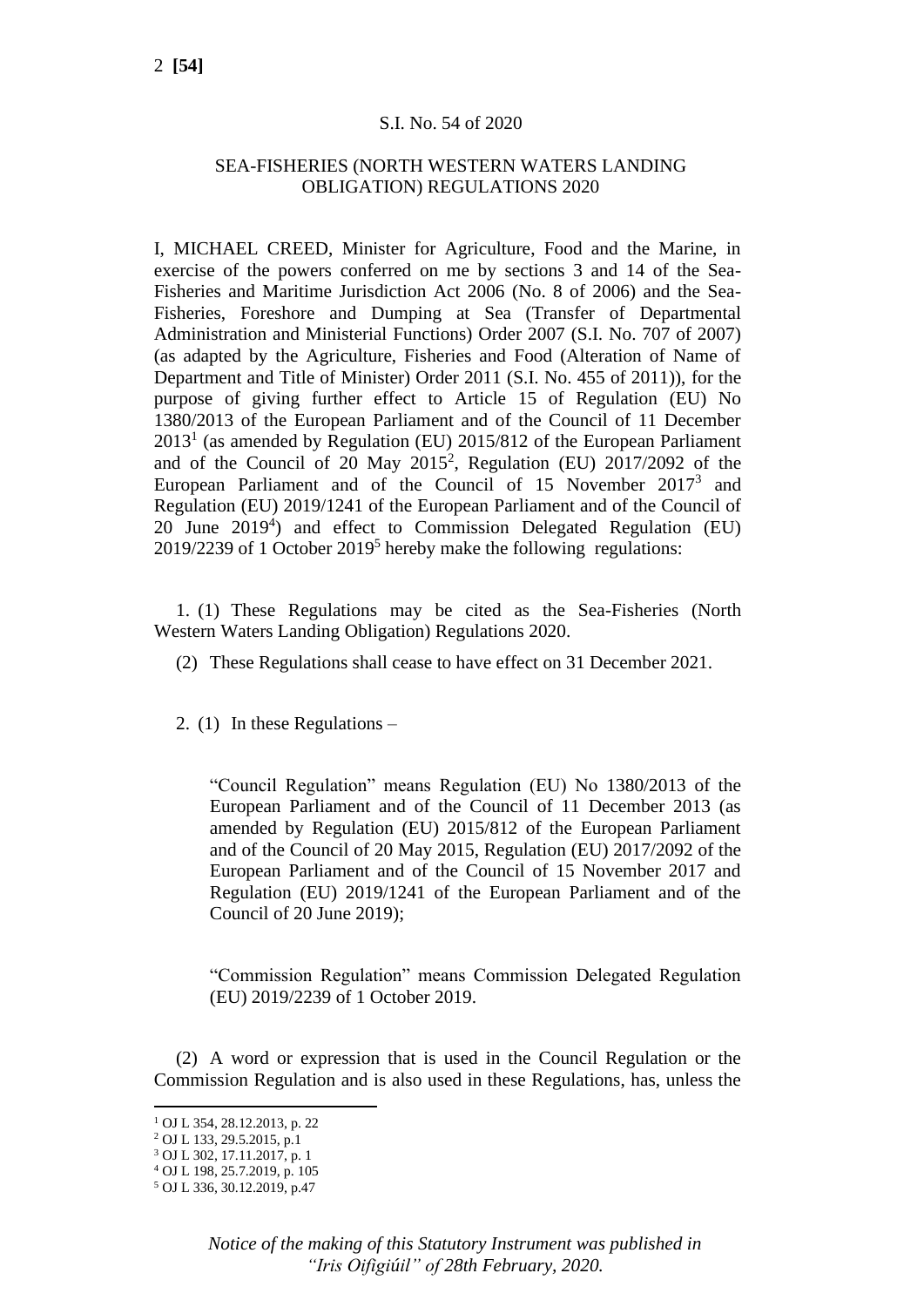S.I. No. 54 of 2020

SEA-FISHERIES (NORTH WESTERN WATERS LANDING OBLIGATION) REGULATIONS 2020

I, MICHAEL CREED, Minister for Agriculture, Food and the Marine, in exercise of the powers conferred on me by sections 3 and 14 of the Sea-Fisheries and Maritime Jurisdiction Act 2006 (No. 8 of 2006) and the Sea-Fisheries, Foreshore and Dumping at Sea (Transfer of Departmental Administration and Ministerial Functions) Order 2007 (S.I. No. 707 of 2007) (as adapted by the Agriculture, Fisheries and Food (Alteration of Name of Department and Title of Minister) Order 2011 (S.I. No. 455 of 2011)), for the purpose of giving further effect to Article 15 of Regulation (EU) No 1380/2013 of the European Parliament and of the Council of 11 December 2013[1] (as amended by Regulation (EU) 2015/812 of the European Parliament and of the Council of 20 May 2015[2], Regulation (EU) 2017/2092 of the European Parliament and of the Council of 15 November 2017[3] and Regulation (EU) 2019/1241 of the European Parliament and of the Council of 20 June 2019[4]) and effect to Commission Delegated Regulation (EU) 2019/2239 of 1 October 2019[5] hereby make the following regulations:

1. (1) These Regulations may be cited as the Sea-Fisheries (North Western Waters Landing Obligation) Regulations 2020.

(2) These Regulations shall cease to have effect on 31 December 2021.

2. (1) In these Regulations –

"Council Regulation" means Regulation (EU) No 1380/2013 of the European Parliament and of the Council of 11 December 2013 (as amended by Regulation (EU) 2015/812 of the European Parliament and of the Council of 20 May 2015, Regulation (EU) 2017/2092 of the European Parliament and of the Council of 15 November 2017 and Regulation (EU) 2019/1241 of the European Parliament and of the Council of 20 June 2019);

"Commission Regulation" means Commission Delegated Regulation (EU) 2019/2239 of 1 October 2019.

(2) A word or expression that is used in the Council Regulation or the Commission Regulation and is also used in these Regulations, has, unless the

[1] OJ L 354, 28.12.2013, p. 22

[2] OJ L 133, 29.5.2015, p.1

[3] OJ L 302, 17.11.2017, p. 1

[4] OJ L 198, 25.7.2019, p. 105

[5] OJ L 336, 30.12.2019, p.47

*Notice of the making of this Statutory Instrument was published in "Iris Oifigiúil" of 28th February, 2020.*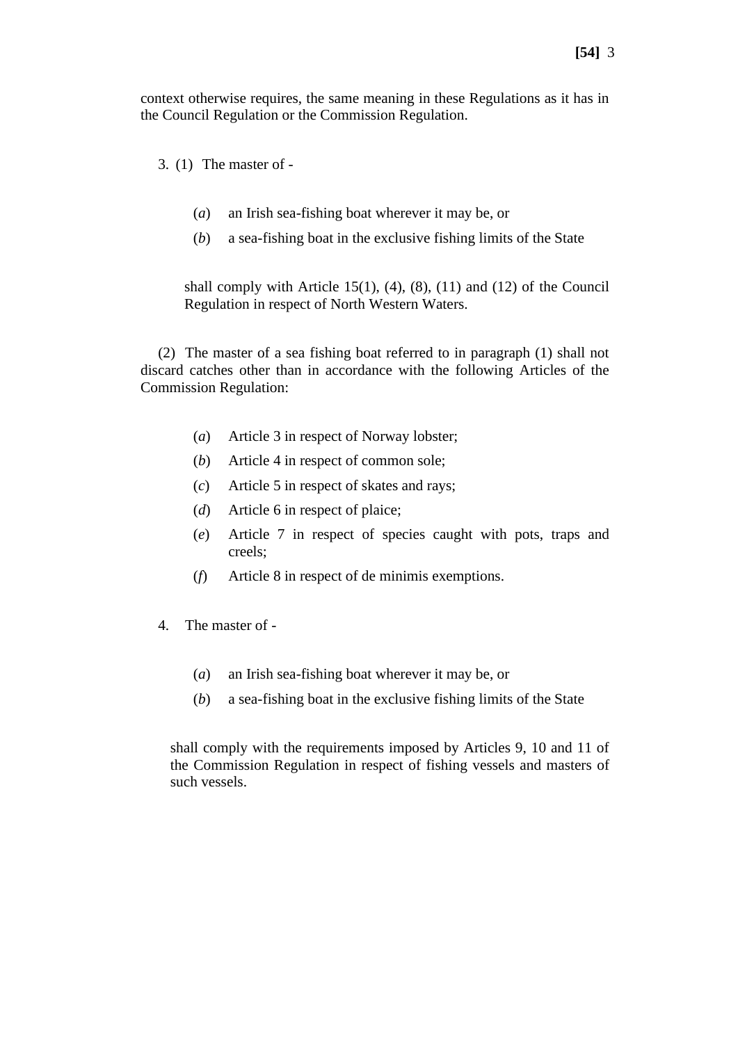context otherwise requires, the same meaning in these Regulations as it has in the Council Regulation or the Commission Regulation.

3. (1) The master of -

(*a*) an Irish sea-fishing boat wherever it may be, or

(*b*) a sea-fishing boat in the exclusive fishing limits of the State

shall comply with Article 15(1), (4), (8), (11) and (12) of the Council Regulation in respect of North Western Waters.

(2) The master of a sea fishing boat referred to in paragraph (1) shall not discard catches other than in accordance with the following Articles of the Commission Regulation:

(*a*) Article 3 in respect of Norway lobster;

(*b*) Article 4 in respect of common sole;

(*c*) Article 5 in respect of skates and rays;

(*d*) Article 6 in respect of plaice;

(*e*) Article 7 in respect of species caught with pots, traps and creels;

(*f*) Article 8 in respect of de minimis exemptions.

4. The master of -

(*a*) an Irish sea-fishing boat wherever it may be, or

(*b*) a sea-fishing boat in the exclusive fishing limits of the State

shall comply with the requirements imposed by Articles 9, 10 and 11 of the Commission Regulation in respect of fishing vessels and masters of such vessels.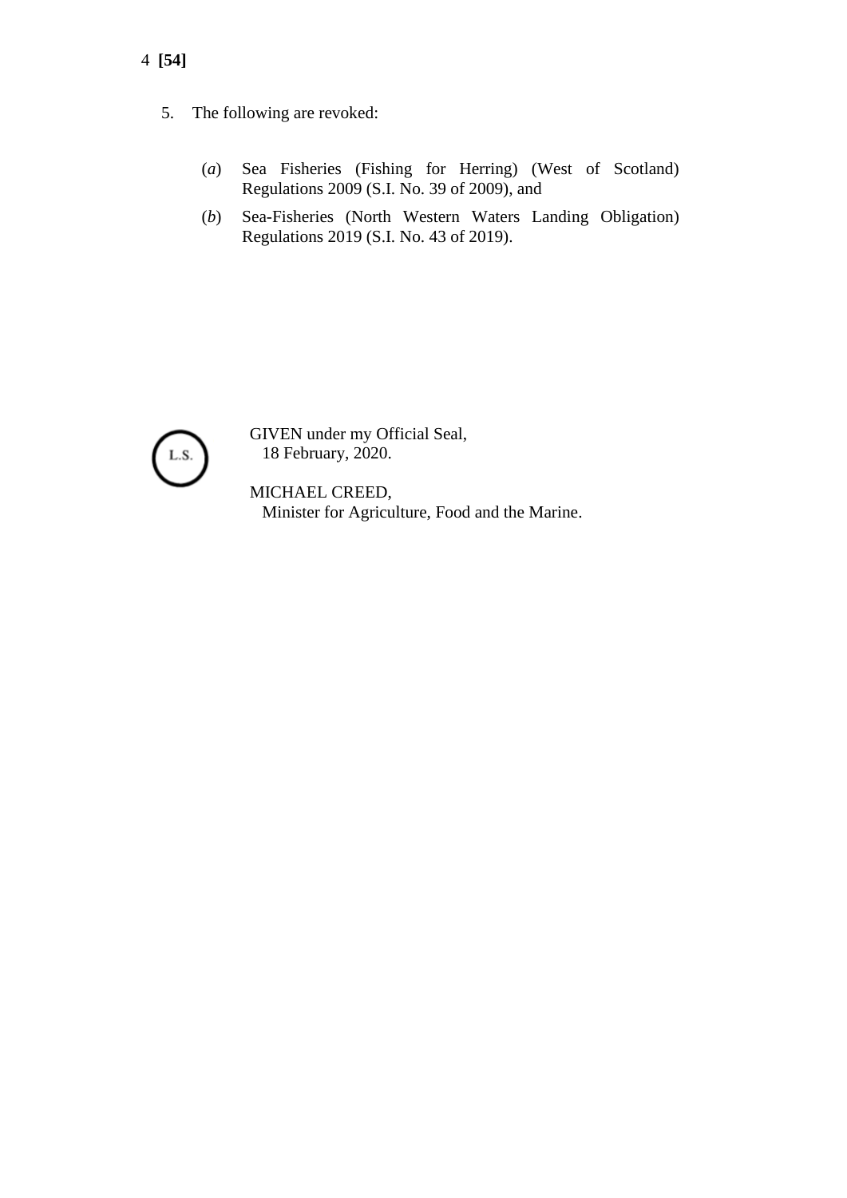5. The following are revoked:

   (*a*) Sea Fisheries (Fishing for Herring) (West of Scotland) Regulations 2009 (S.I. No. 39 of 2009), and

   (*b*) Sea-Fisheries (North Western Waters Landing Obligation) Regulations 2019 (S.I. No. 43 of 2019).

L.S.

GIVEN under my Official Seal,
18 February, 2020.

MICHAEL CREED,
Minister for Agriculture, Food and the Marine.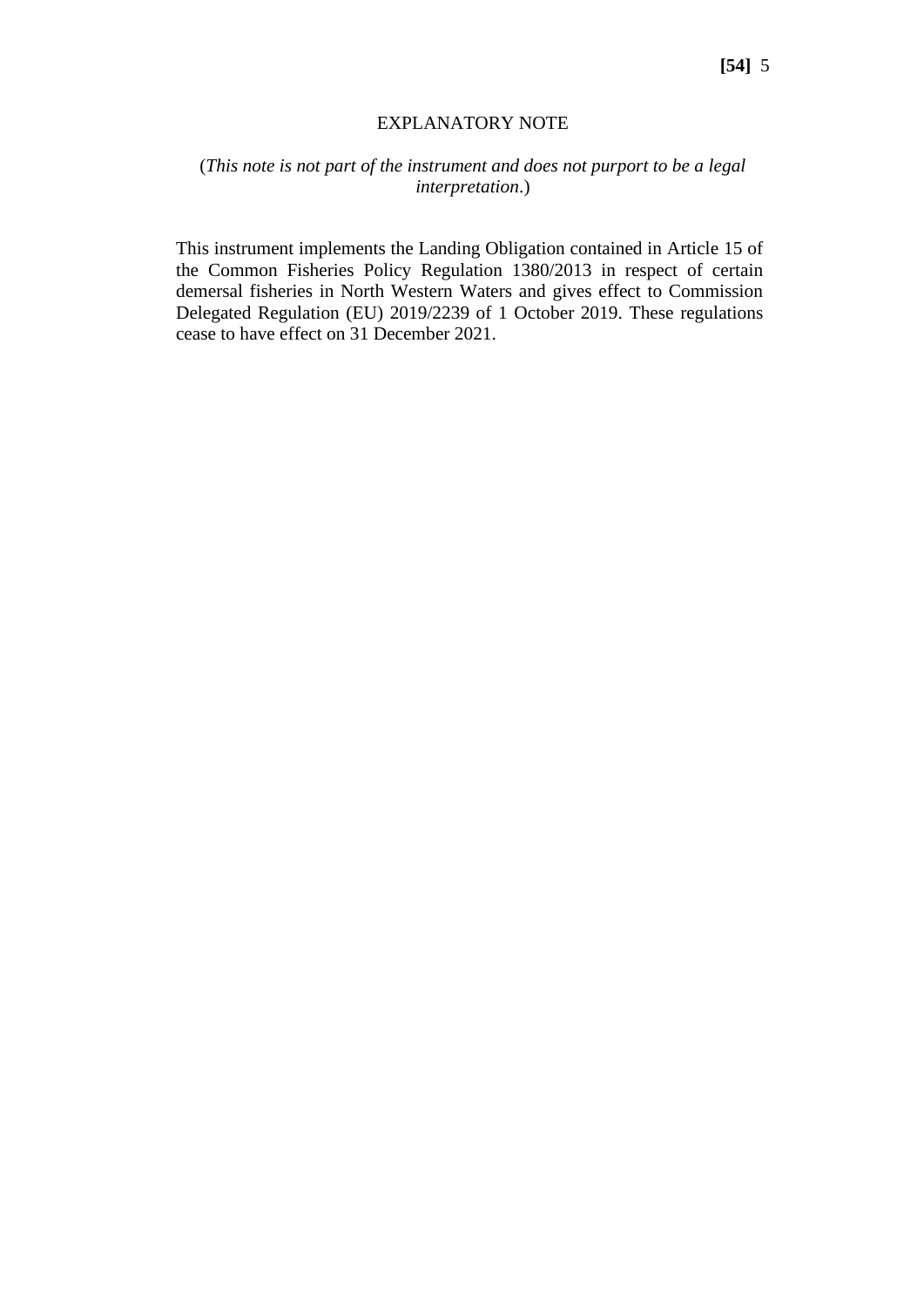EXPLANATORY NOTE

(*This note is not part of the instrument and does not purport to be a legal interpretation*.)

This instrument implements the Landing Obligation contained in Article 15 of the Common Fisheries Policy Regulation 1380/2013 in respect of certain demersal fisheries in North Western Waters and gives effect to Commission Delegated Regulation (EU) 2019/2239 of 1 October 2019. These regulations cease to have effect on 31 December 2021.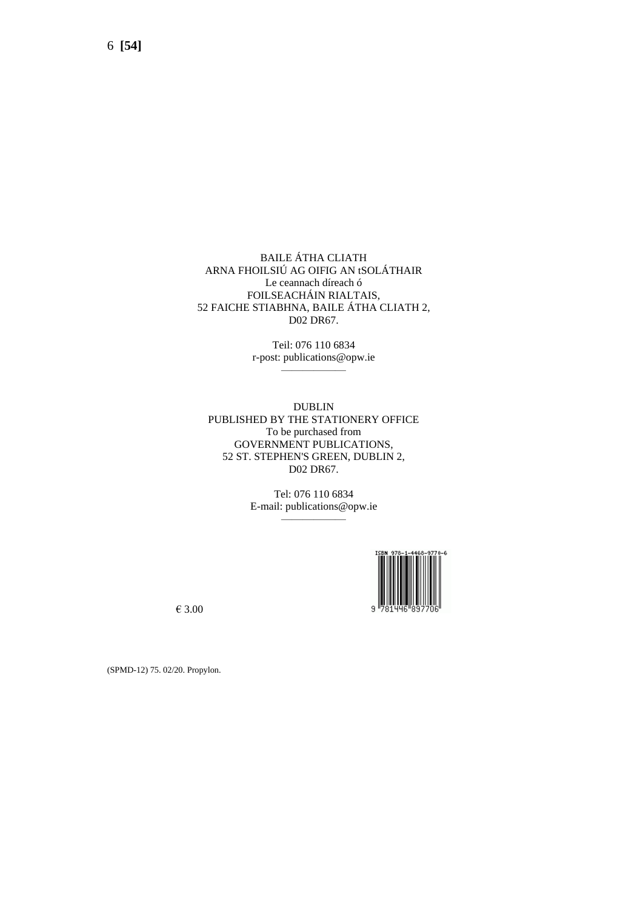BAILE ÁTHA CLIATH
ARNA FHOILSIÚ AG OIFIG AN tSOLÁTHAIR
Le ceannach díreach ó
FOILSEACHÁIN RIALTAIS,
52 FAICHE STIABHNA, BAILE ÁTHA CLIATH 2,
D02 DR67.

Teil: 076 110 6834
r-post: publications@opw.ie

---

DUBLIN
PUBLISHED BY THE STATIONERY OFFICE
To be purchased from
GOVERNMENT PUBLICATIONS,
52 ST. STEPHEN'S GREEN, DUBLIN 2,
D02 DR67.

Tel: 076 110 6834
E-mail: publications@opw.ie

---

ISBN 978-1-4468-9770-6

9 781446 897706

€ 3.00

(SPMD-12) 75. 02/20. Propylon.